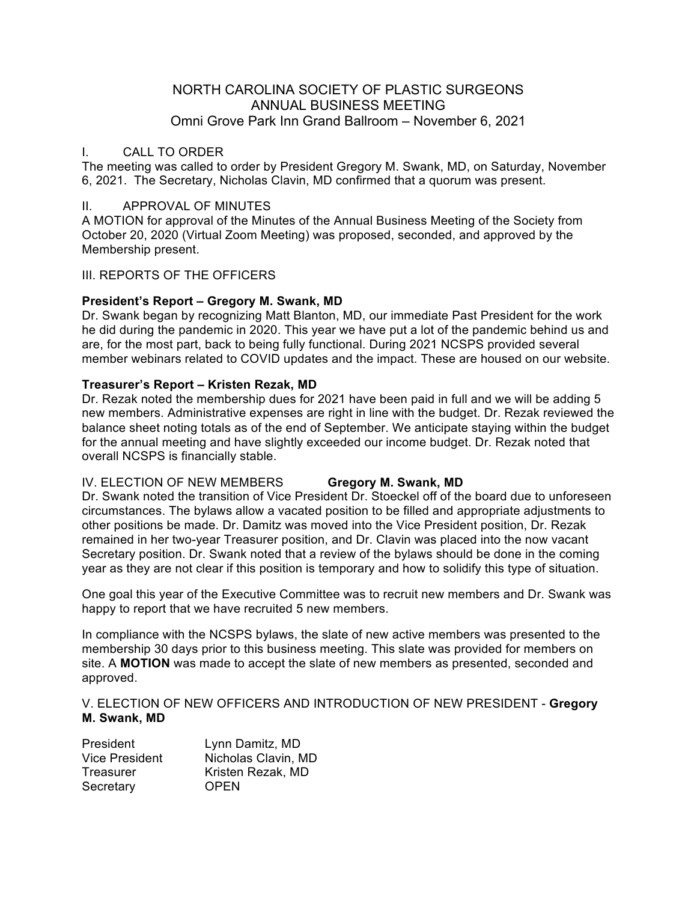# NORTH CAROLINA SOCIETY OF PLASTIC SURGEONS
## ANNUAL BUSINESS MEETING
### Omni Grove Park Inn Grand Ballroom – November 6, 2021

## I. CALL TO ORDER

The meeting was called to order by President Gregory M. Swank, MD, on Saturday, November 6, 2021. The Secretary, Nicholas Clavin, MD confirmed that a quorum was present.

## II. APPROVAL OF MINUTES

A MOTION for approval of the Minutes of the Annual Business Meeting of the Society from October 20, 2020 (Virtual Zoom Meeting) was proposed, seconded, and approved by the Membership present.

## III. REPORTS OF THE OFFICERS

**President's Report – Gregory M. Swank, MD**

Dr. Swank began by recognizing Matt Blanton, MD, our immediate Past President for the work he did during the pandemic in 2020. This year we have put a lot of the pandemic behind us and are, for the most part, back to being fully functional. During 2021 NCSPS provided several member webinars related to COVID updates and the impact. These are housed on our website.

**Treasurer's Report – Kristen Rezak, MD**

Dr. Rezak noted the membership dues for 2021 have been paid in full and we will be adding 5 new members. Administrative expenses are right in line with the budget. Dr. Rezak reviewed the balance sheet noting totals as of the end of September. We anticipate staying within the budget for the annual meeting and have slightly exceeded our income budget. Dr. Rezak noted that overall NCSPS is financially stable.

## IV. ELECTION OF NEW MEMBERS **Gregory M. Swank, MD**

Dr. Swank noted the transition of Vice President Dr. Stoeckel off of the board due to unforeseen circumstances. The bylaws allow a vacated position to be filled and appropriate adjustments to other positions be made. Dr. Damitz was moved into the Vice President position, Dr. Rezak remained in her two-year Treasurer position, and Dr. Clavin was placed into the now vacant Secretary position. Dr. Swank noted that a review of the bylaws should be done in the coming year as they are not clear if this position is temporary and how to solidify this type of situation.

One goal this year of the Executive Committee was to recruit new members and Dr. Swank was happy to report that we have recruited 5 new members.

In compliance with the NCSPS bylaws, the slate of new active members was presented to the membership 30 days prior to this business meeting. This slate was provided for members on site. A **MOTION** was made to accept the slate of new members as presented, seconded and approved.

## V. ELECTION OF NEW OFFICERS AND INTRODUCTION OF NEW PRESIDENT - **Gregory M. Swank, MD**

| | |
|---|---|
| President | Lynn Damitz, MD |
| Vice President | Nicholas Clavin, MD |
| Treasurer | Kristen Rezak, MD |
| Secretary | OPEN |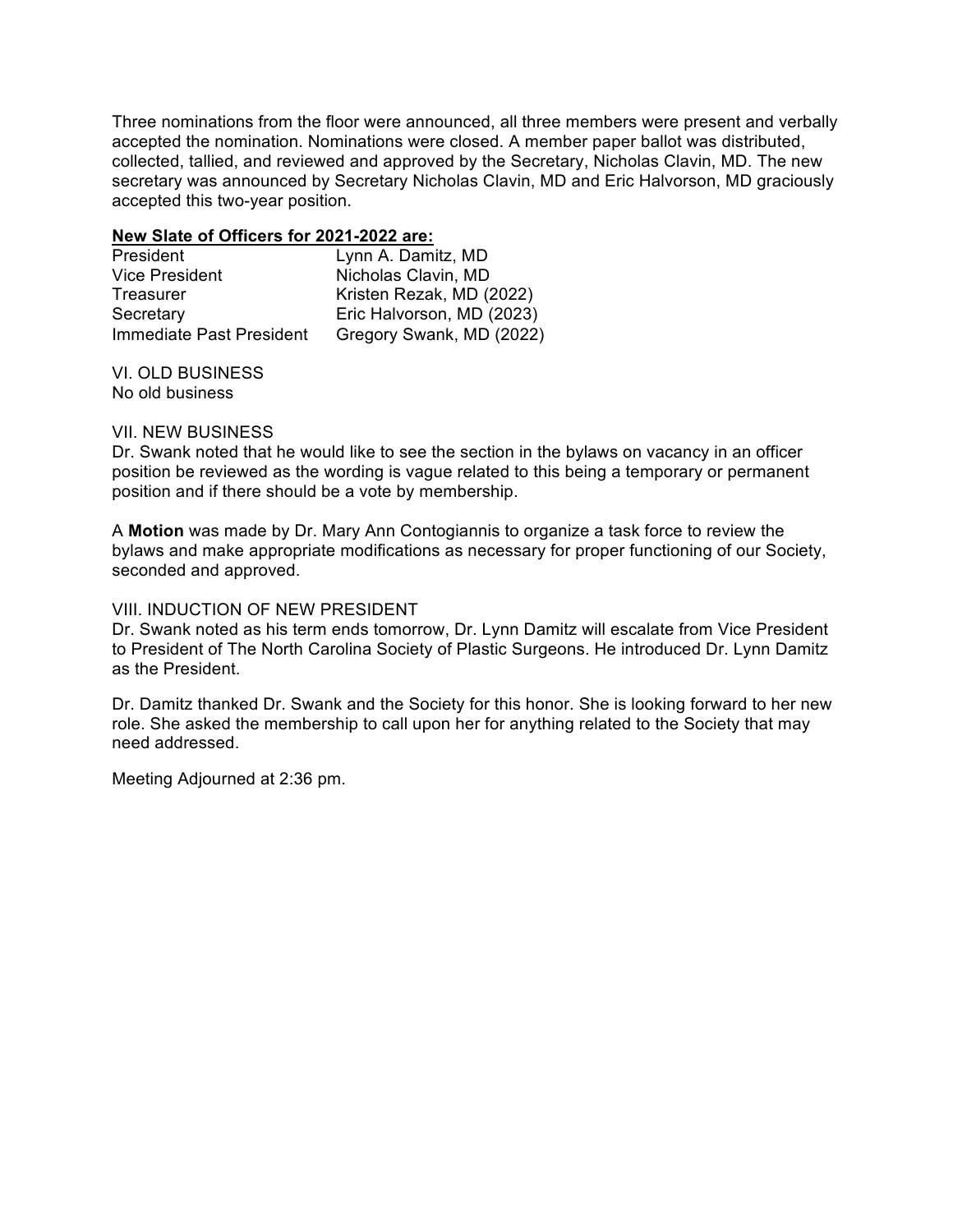Three nominations from the floor were announced, all three members were present and verbally accepted the nomination. Nominations were closed. A member paper ballot was distributed, collected, tallied, and reviewed and approved by the Secretary, Nicholas Clavin, MD. The new secretary was announced by Secretary Nicholas Clavin, MD and Eric Halvorson, MD graciously accepted this two-year position.

**New Slate of Officers for 2021-2022 are:**

| | |
|---|---|
| President | Lynn A. Damitz, MD |
| Vice President | Nicholas Clavin, MD |
| Treasurer | Kristen Rezak, MD (2022) |
| Secretary | Eric Halvorson, MD (2023) |
| Immediate Past President | Gregory Swank, MD (2022) |

VI. OLD BUSINESS
No old business

VII. NEW BUSINESS
Dr. Swank noted that he would like to see the section in the bylaws on vacancy in an officer position be reviewed as the wording is vague related to this being a temporary or permanent position and if there should be a vote by membership.

A **Motion** was made by Dr. Mary Ann Contogiannis to organize a task force to review the bylaws and make appropriate modifications as necessary for proper functioning of our Society, seconded and approved.

VIII. INDUCTION OF NEW PRESIDENT
Dr. Swank noted as his term ends tomorrow, Dr. Lynn Damitz will escalate from Vice President to President of The North Carolina Society of Plastic Surgeons. He introduced Dr. Lynn Damitz as the President.

Dr. Damitz thanked Dr. Swank and the Society for this honor. She is looking forward to her new role. She asked the membership to call upon her for anything related to the Society that may need addressed.

Meeting Adjourned at 2:36 pm.